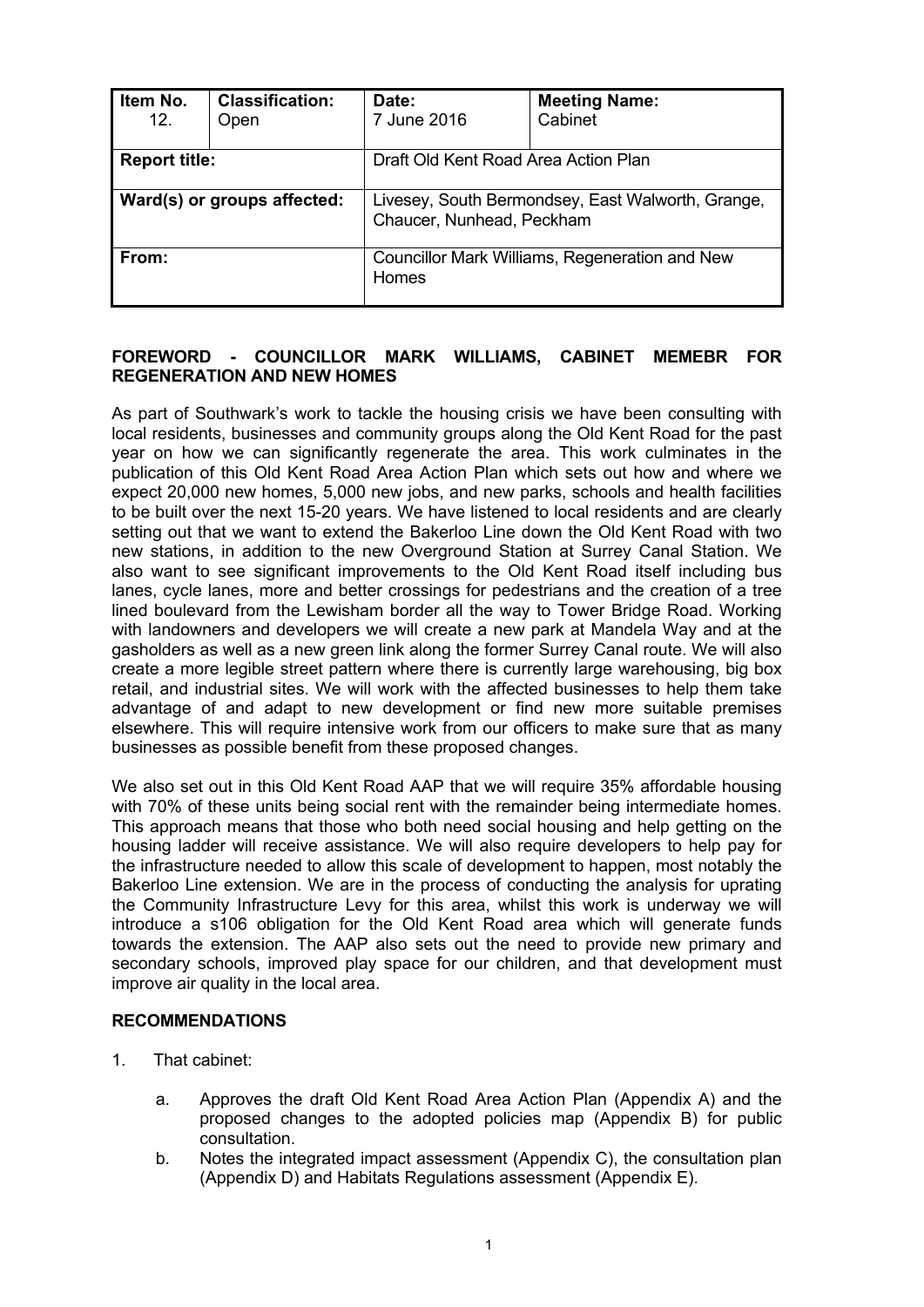| Item No. 12. | Classification: Open | Date: 7 June 2016 | Meeting Name: Cabinet |
|---|---|---|---|
| **Report title:** | | Draft Old Kent Road Area Action Plan | |
| **Ward(s) or groups affected:** | | Livesey, South Bermondsey, East Walworth, Grange, Chaucer, Nunhead, Peckham | |
| **From:** | | Councillor Mark Williams, Regeneration and New Homes | |

## FOREWORD - COUNCILLOR MARK WILLIAMS, CABINET MEMEBR FOR REGENERATION AND NEW HOMES

As part of Southwark's work to tackle the housing crisis we have been consulting with local residents, businesses and community groups along the Old Kent Road for the past year on how we can significantly regenerate the area. This work culminates in the publication of this Old Kent Road Area Action Plan which sets out how and where we expect 20,000 new homes, 5,000 new jobs, and new parks, schools and health facilities to be built over the next 15-20 years. We have listened to local residents and are clearly setting out that we want to extend the Bakerloo Line down the Old Kent Road with two new stations, in addition to the new Overground Station at Surrey Canal Station. We also want to see significant improvements to the Old Kent Road itself including bus lanes, cycle lanes, more and better crossings for pedestrians and the creation of a tree lined boulevard from the Lewisham border all the way to Tower Bridge Road. Working with landowners and developers we will create a new park at Mandela Way and at the gasholders as well as a new green link along the former Surrey Canal route. We will also create a more legible street pattern where there is currently large warehousing, big box retail, and industrial sites. We will work with the affected businesses to help them take advantage of and adapt to new development or find new more suitable premises elsewhere. This will require intensive work from our officers to make sure that as many businesses as possible benefit from these proposed changes.

We also set out in this Old Kent Road AAP that we will require 35% affordable housing with 70% of these units being social rent with the remainder being intermediate homes. This approach means that those who both need social housing and help getting on the housing ladder will receive assistance. We will also require developers to help pay for the infrastructure needed to allow this scale of development to happen, most notably the Bakerloo Line extension. We are in the process of conducting the analysis for uprating the Community Infrastructure Levy for this area, whilst this work is underway we will introduce a s106 obligation for the Old Kent Road area which will generate funds towards the extension. The AAP also sets out the need to provide new primary and secondary schools, improved play space for our children, and that development must improve air quality in the local area.

## RECOMMENDATIONS

1. That cabinet:

    a. Approves the draft Old Kent Road Area Action Plan (Appendix A) and the proposed changes to the adopted policies map (Appendix B) for public consultation.

    b. Notes the integrated impact assessment (Appendix C), the consultation plan (Appendix D) and Habitats Regulations assessment (Appendix E).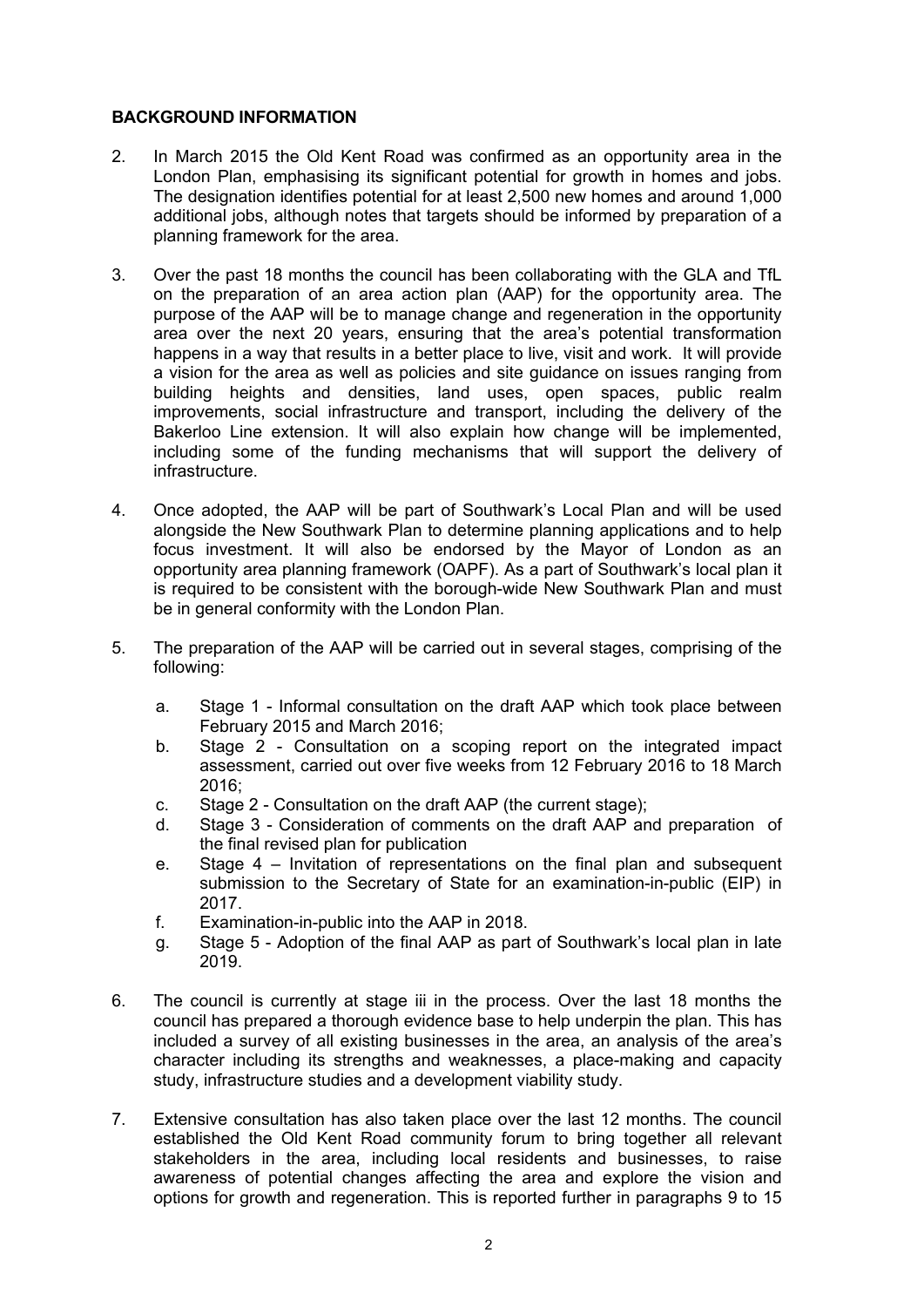## BACKGROUND INFORMATION

2. In March 2015 the Old Kent Road was confirmed as an opportunity area in the London Plan, emphasising its significant potential for growth in homes and jobs. The designation identifies potential for at least 2,500 new homes and around 1,000 additional jobs, although notes that targets should be informed by preparation of a planning framework for the area.

3. Over the past 18 months the council has been collaborating with the GLA and TfL on the preparation of an area action plan (AAP) for the opportunity area. The purpose of the AAP will be to manage change and regeneration in the opportunity area over the next 20 years, ensuring that the area's potential transformation happens in a way that results in a better place to live, visit and work. It will provide a vision for the area as well as policies and site guidance on issues ranging from building heights and densities, land uses, open spaces, public realm improvements, social infrastructure and transport, including the delivery of the Bakerloo Line extension. It will also explain how change will be implemented, including some of the funding mechanisms that will support the delivery of infrastructure.

4. Once adopted, the AAP will be part of Southwark's Local Plan and will be used alongside the New Southwark Plan to determine planning applications and to help focus investment. It will also be endorsed by the Mayor of London as an opportunity area planning framework (OAPF). As a part of Southwark's local plan it is required to be consistent with the borough-wide New Southwark Plan and must be in general conformity with the London Plan.

5. The preparation of the AAP will be carried out in several stages, comprising of the following:

   a. Stage 1 - Informal consultation on the draft AAP which took place between February 2015 and March 2016;
   b. Stage 2 - Consultation on a scoping report on the integrated impact assessment, carried out over five weeks from 12 February 2016 to 18 March 2016;
   c. Stage 2 - Consultation on the draft AAP (the current stage);
   d. Stage 3 - Consideration of comments on the draft AAP and preparation of the final revised plan for publication
   e. Stage 4 – Invitation of representations on the final plan and subsequent submission to the Secretary of State for an examination-in-public (EIP) in 2017.
   f. Examination-in-public into the AAP in 2018.
   g. Stage 5 - Adoption of the final AAP as part of Southwark's local plan in late 2019.

6. The council is currently at stage iii in the process. Over the last 18 months the council has prepared a thorough evidence base to help underpin the plan. This has included a survey of all existing businesses in the area, an analysis of the area's character including its strengths and weaknesses, a place-making and capacity study, infrastructure studies and a development viability study.

7. Extensive consultation has also taken place over the last 12 months. The council established the Old Kent Road community forum to bring together all relevant stakeholders in the area, including local residents and businesses, to raise awareness of potential changes affecting the area and explore the vision and options for growth and regeneration. This is reported further in paragraphs 9 to 15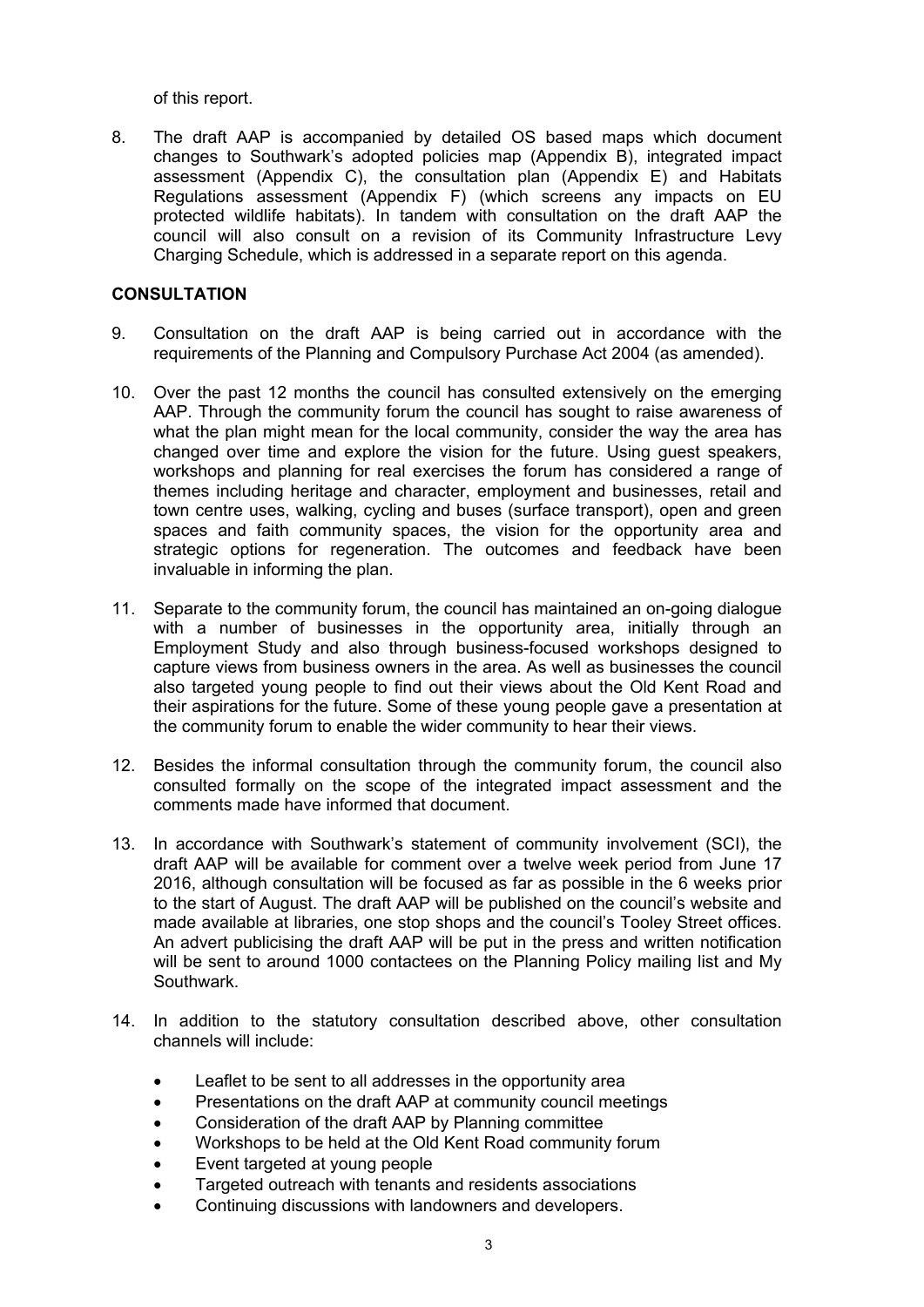of this report.

8. The draft AAP is accompanied by detailed OS based maps which document changes to Southwark's adopted policies map (Appendix B), integrated impact assessment (Appendix C), the consultation plan (Appendix E) and Habitats Regulations assessment (Appendix F) (which screens any impacts on EU protected wildlife habitats). In tandem with consultation on the draft AAP the council will also consult on a revision of its Community Infrastructure Levy Charging Schedule, which is addressed in a separate report on this agenda.

## CONSULTATION

9. Consultation on the draft AAP is being carried out in accordance with the requirements of the Planning and Compulsory Purchase Act 2004 (as amended).

10. Over the past 12 months the council has consulted extensively on the emerging AAP. Through the community forum the council has sought to raise awareness of what the plan might mean for the local community, consider the way the area has changed over time and explore the vision for the future. Using guest speakers, workshops and planning for real exercises the forum has considered a range of themes including heritage and character, employment and businesses, retail and town centre uses, walking, cycling and buses (surface transport), open and green spaces and faith community spaces, the vision for the opportunity area and strategic options for regeneration. The outcomes and feedback have been invaluable in informing the plan.

11. Separate to the community forum, the council has maintained an on-going dialogue with a number of businesses in the opportunity area, initially through an Employment Study and also through business-focused workshops designed to capture views from business owners in the area. As well as businesses the council also targeted young people to find out their views about the Old Kent Road and their aspirations for the future. Some of these young people gave a presentation at the community forum to enable the wider community to hear their views.

12. Besides the informal consultation through the community forum, the council also consulted formally on the scope of the integrated impact assessment and the comments made have informed that document.

13. In accordance with Southwark's statement of community involvement (SCI), the draft AAP will be available for comment over a twelve week period from June 17 2016, although consultation will be focused as far as possible in the 6 weeks prior to the start of August. The draft AAP will be published on the council's website and made available at libraries, one stop shops and the council's Tooley Street offices. An advert publicising the draft AAP will be put in the press and written notification will be sent to around 1000 contactees on the Planning Policy mailing list and My Southwark.

14. In addition to the statutory consultation described above, other consultation channels will include:

- Leaflet to be sent to all addresses in the opportunity area
- Presentations on the draft AAP at community council meetings
- Consideration of the draft AAP by Planning committee
- Workshops to be held at the Old Kent Road community forum
- Event targeted at young people
- Targeted outreach with tenants and residents associations
- Continuing discussions with landowners and developers.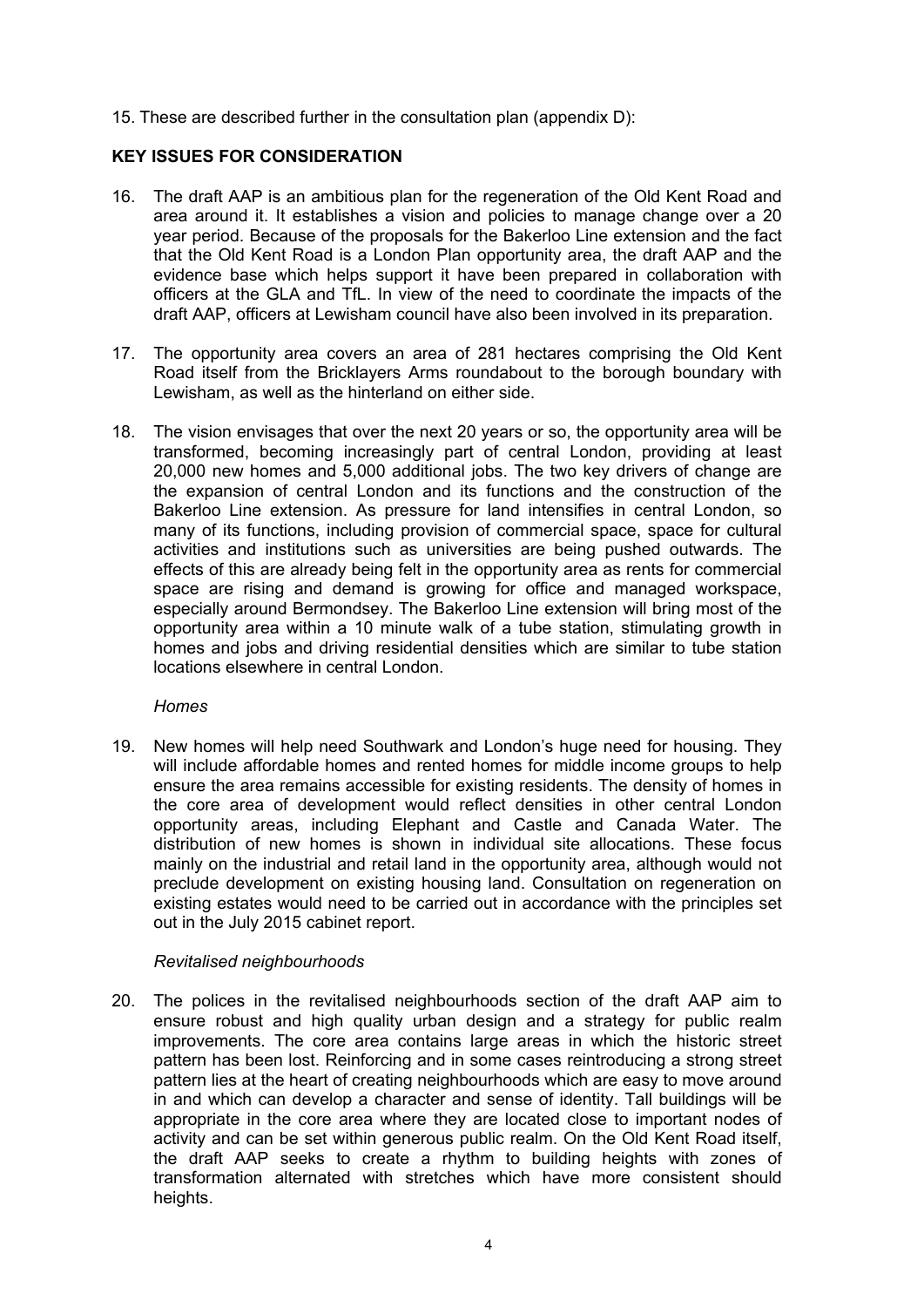15. These are described further in the consultation plan (appendix D):

## KEY ISSUES FOR CONSIDERATION

16. The draft AAP is an ambitious plan for the regeneration of the Old Kent Road and area around it. It establishes a vision and policies to manage change over a 20 year period. Because of the proposals for the Bakerloo Line extension and the fact that the Old Kent Road is a London Plan opportunity area, the draft AAP and the evidence base which helps support it have been prepared in collaboration with officers at the GLA and TfL. In view of the need to coordinate the impacts of the draft AAP, officers at Lewisham council have also been involved in its preparation.

17. The opportunity area covers an area of 281 hectares comprising the Old Kent Road itself from the Bricklayers Arms roundabout to the borough boundary with Lewisham, as well as the hinterland on either side.

18. The vision envisages that over the next 20 years or so, the opportunity area will be transformed, becoming increasingly part of central London, providing at least 20,000 new homes and 5,000 additional jobs. The two key drivers of change are the expansion of central London and its functions and the construction of the Bakerloo Line extension. As pressure for land intensifies in central London, so many of its functions, including provision of commercial space, space for cultural activities and institutions such as universities are being pushed outwards. The effects of this are already being felt in the opportunity area as rents for commercial space are rising and demand is growing for office and managed workspace, especially around Bermondsey. The Bakerloo Line extension will bring most of the opportunity area within a 10 minute walk of a tube station, stimulating growth in homes and jobs and driving residential densities which are similar to tube station locations elsewhere in central London.

*Homes*

19. New homes will help need Southwark and London's huge need for housing. They will include affordable homes and rented homes for middle income groups to help ensure the area remains accessible for existing residents. The density of homes in the core area of development would reflect densities in other central London opportunity areas, including Elephant and Castle and Canada Water. The distribution of new homes is shown in individual site allocations. These focus mainly on the industrial and retail land in the opportunity area, although would not preclude development on existing housing land. Consultation on regeneration on existing estates would need to be carried out in accordance with the principles set out in the July 2015 cabinet report.

*Revitalised neighbourhoods*

20. The polices in the revitalised neighbourhoods section of the draft AAP aim to ensure robust and high quality urban design and a strategy for public realm improvements. The core area contains large areas in which the historic street pattern has been lost. Reinforcing and in some cases reintroducing a strong street pattern lies at the heart of creating neighbourhoods which are easy to move around in and which can develop a character and sense of identity. Tall buildings will be appropriate in the core area where they are located close to important nodes of activity and can be set within generous public realm. On the Old Kent Road itself, the draft AAP seeks to create a rhythm to building heights with zones of transformation alternated with stretches which have more consistent should heights.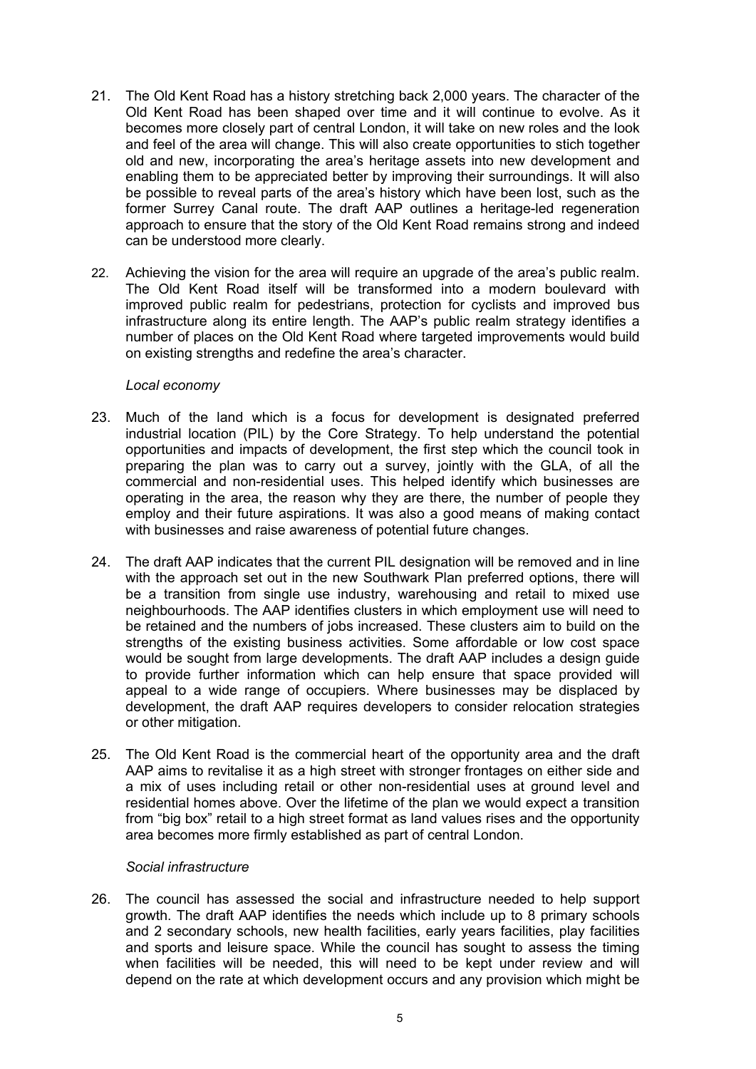21. The Old Kent Road has a history stretching back 2,000 years. The character of the Old Kent Road has been shaped over time and it will continue to evolve. As it becomes more closely part of central London, it will take on new roles and the look and feel of the area will change. This will also create opportunities to stich together old and new, incorporating the area's heritage assets into new development and enabling them to be appreciated better by improving their surroundings. It will also be possible to reveal parts of the area's history which have been lost, such as the former Surrey Canal route. The draft AAP outlines a heritage-led regeneration approach to ensure that the story of the Old Kent Road remains strong and indeed can be understood more clearly.

22. Achieving the vision for the area will require an upgrade of the area's public realm. The Old Kent Road itself will be transformed into a modern boulevard with improved public realm for pedestrians, protection for cyclists and improved bus infrastructure along its entire length. The AAP's public realm strategy identifies a number of places on the Old Kent Road where targeted improvements would build on existing strengths and redefine the area's character.

*Local economy*

23. Much of the land which is a focus for development is designated preferred industrial location (PIL) by the Core Strategy. To help understand the potential opportunities and impacts of development, the first step which the council took in preparing the plan was to carry out a survey, jointly with the GLA, of all the commercial and non-residential uses. This helped identify which businesses are operating in the area, the reason why they are there, the number of people they employ and their future aspirations. It was also a good means of making contact with businesses and raise awareness of potential future changes.

24. The draft AAP indicates that the current PIL designation will be removed and in line with the approach set out in the new Southwark Plan preferred options, there will be a transition from single use industry, warehousing and retail to mixed use neighbourhoods. The AAP identifies clusters in which employment use will need to be retained and the numbers of jobs increased. These clusters aim to build on the strengths of the existing business activities. Some affordable or low cost space would be sought from large developments. The draft AAP includes a design guide to provide further information which can help ensure that space provided will appeal to a wide range of occupiers. Where businesses may be displaced by development, the draft AAP requires developers to consider relocation strategies or other mitigation.

25. The Old Kent Road is the commercial heart of the opportunity area and the draft AAP aims to revitalise it as a high street with stronger frontages on either side and a mix of uses including retail or other non-residential uses at ground level and residential homes above. Over the lifetime of the plan we would expect a transition from "big box" retail to a high street format as land values rises and the opportunity area becomes more firmly established as part of central London.

*Social infrastructure*

26. The council has assessed the social and infrastructure needed to help support growth. The draft AAP identifies the needs which include up to 8 primary schools and 2 secondary schools, new health facilities, early years facilities, play facilities and sports and leisure space. While the council has sought to assess the timing when facilities will be needed, this will need to be kept under review and will depend on the rate at which development occurs and any provision which might be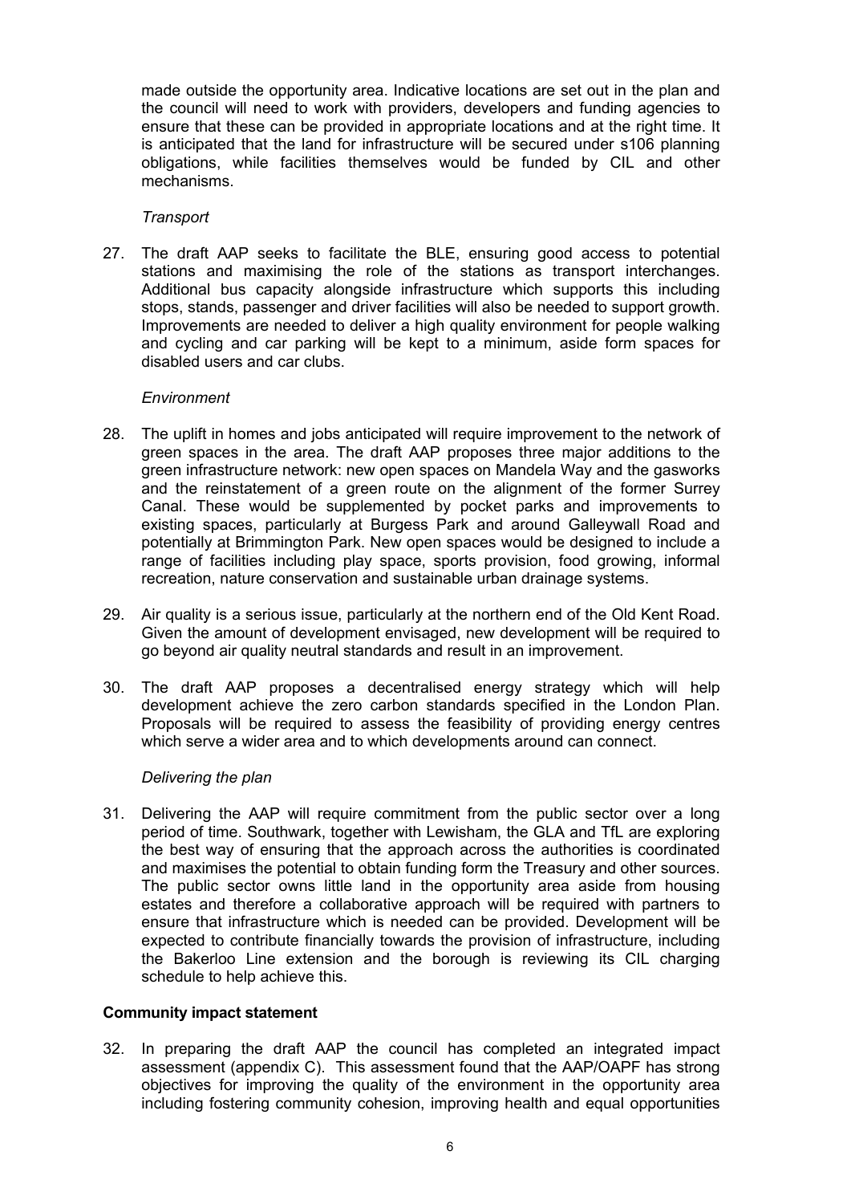made outside the opportunity area. Indicative locations are set out in the plan and the council will need to work with providers, developers and funding agencies to ensure that these can be provided in appropriate locations and at the right time. It is anticipated that the land for infrastructure will be secured under s106 planning obligations, while facilities themselves would be funded by CIL and other mechanisms.

*Transport*

27. The draft AAP seeks to facilitate the BLE, ensuring good access to potential stations and maximising the role of the stations as transport interchanges. Additional bus capacity alongside infrastructure which supports this including stops, stands, passenger and driver facilities will also be needed to support growth. Improvements are needed to deliver a high quality environment for people walking and cycling and car parking will be kept to a minimum, aside form spaces for disabled users and car clubs.

*Environment*

28. The uplift in homes and jobs anticipated will require improvement to the network of green spaces in the area. The draft AAP proposes three major additions to the green infrastructure network: new open spaces on Mandela Way and the gasworks and the reinstatement of a green route on the alignment of the former Surrey Canal. These would be supplemented by pocket parks and improvements to existing spaces, particularly at Burgess Park and around Galleywall Road and potentially at Brimmington Park. New open spaces would be designed to include a range of facilities including play space, sports provision, food growing, informal recreation, nature conservation and sustainable urban drainage systems.

29. Air quality is a serious issue, particularly at the northern end of the Old Kent Road. Given the amount of development envisaged, new development will be required to go beyond air quality neutral standards and result in an improvement.

30. The draft AAP proposes a decentralised energy strategy which will help development achieve the zero carbon standards specified in the London Plan. Proposals will be required to assess the feasibility of providing energy centres which serve a wider area and to which developments around can connect.

*Delivering the plan*

31. Delivering the AAP will require commitment from the public sector over a long period of time. Southwark, together with Lewisham, the GLA and TfL are exploring the best way of ensuring that the approach across the authorities is coordinated and maximises the potential to obtain funding form the Treasury and other sources. The public sector owns little land in the opportunity area aside from housing estates and therefore a collaborative approach will be required with partners to ensure that infrastructure which is needed can be provided. Development will be expected to contribute financially towards the provision of infrastructure, including the Bakerloo Line extension and the borough is reviewing its CIL charging schedule to help achieve this.

**Community impact statement**

32. In preparing the draft AAP the council has completed an integrated impact assessment (appendix C). This assessment found that the AAP/OAPF has strong objectives for improving the quality of the environment in the opportunity area including fostering community cohesion, improving health and equal opportunities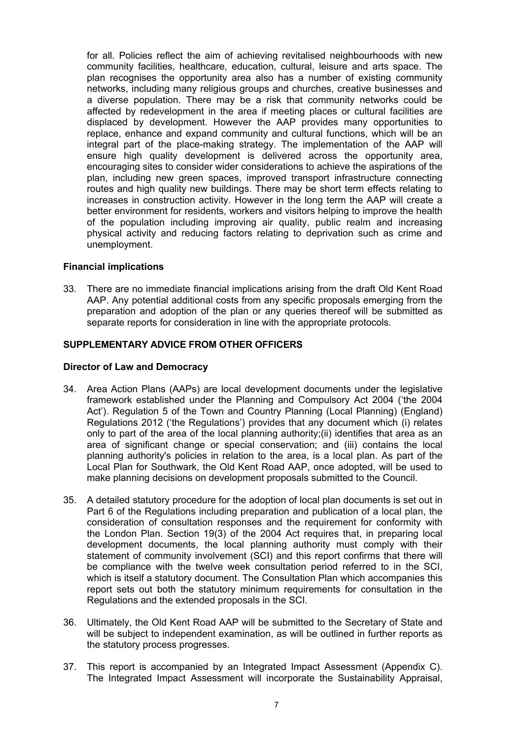for all. Policies reflect the aim of achieving revitalised neighbourhoods with new community facilities, healthcare, education, cultural, leisure and arts space. The plan recognises the opportunity area also has a number of existing community networks, including many religious groups and churches, creative businesses and a diverse population. There may be a risk that community networks could be affected by redevelopment in the area if meeting places or cultural facilities are displaced by development. However the AAP provides many opportunities to replace, enhance and expand community and cultural functions, which will be an integral part of the place-making strategy. The implementation of the AAP will ensure high quality development is delivered across the opportunity area, encouraging sites to consider wider considerations to achieve the aspirations of the plan, including new green spaces, improved transport infrastructure connecting routes and high quality new buildings. There may be short term effects relating to increases in construction activity. However in the long term the AAP will create a better environment for residents, workers and visitors helping to improve the health of the population including improving air quality, public realm and increasing physical activity and reducing factors relating to deprivation such as crime and unemployment.

**Financial implications**

33. There are no immediate financial implications arising from the draft Old Kent Road AAP. Any potential additional costs from any specific proposals emerging from the preparation and adoption of the plan or any queries thereof will be submitted as separate reports for consideration in line with the appropriate protocols.

**SUPPLEMENTARY ADVICE FROM OTHER OFFICERS**

**Director of Law and Democracy**

34. Area Action Plans (AAPs) are local development documents under the legislative framework established under the Planning and Compulsory Act 2004 ('the 2004 Act'). Regulation 5 of the Town and Country Planning (Local Planning) (England) Regulations 2012 ('the Regulations') provides that any document which (i) relates only to part of the area of the local planning authority;(ii) identifies that area as an area of significant change or special conservation; and (iii) contains the local planning authority's policies in relation to the area, is a local plan. As part of the Local Plan for Southwark, the Old Kent Road AAP, once adopted, will be used to make planning decisions on development proposals submitted to the Council.

35. A detailed statutory procedure for the adoption of local plan documents is set out in Part 6 of the Regulations including preparation and publication of a local plan, the consideration of consultation responses and the requirement for conformity with the London Plan. Section 19(3) of the 2004 Act requires that, in preparing local development documents, the local planning authority must comply with their statement of community involvement (SCI) and this report confirms that there will be compliance with the twelve week consultation period referred to in the SCI, which is itself a statutory document. The Consultation Plan which accompanies this report sets out both the statutory minimum requirements for consultation in the Regulations and the extended proposals in the SCI.

36. Ultimately, the Old Kent Road AAP will be submitted to the Secretary of State and will be subject to independent examination, as will be outlined in further reports as the statutory process progresses.

37. This report is accompanied by an Integrated Impact Assessment (Appendix C). The Integrated Impact Assessment will incorporate the Sustainability Appraisal,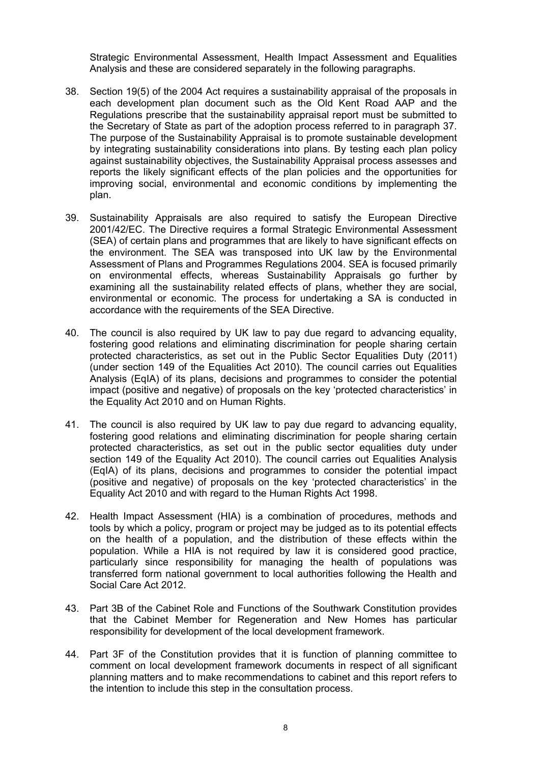Strategic Environmental Assessment, Health Impact Assessment and Equalities Analysis and these are considered separately in the following paragraphs.

38. Section 19(5) of the 2004 Act requires a sustainability appraisal of the proposals in each development plan document such as the Old Kent Road AAP and the Regulations prescribe that the sustainability appraisal report must be submitted to the Secretary of State as part of the adoption process referred to in paragraph 37. The purpose of the Sustainability Appraisal is to promote sustainable development by integrating sustainability considerations into plans. By testing each plan policy against sustainability objectives, the Sustainability Appraisal process assesses and reports the likely significant effects of the plan policies and the opportunities for improving social, environmental and economic conditions by implementing the plan.

39. Sustainability Appraisals are also required to satisfy the European Directive 2001/42/EC. The Directive requires a formal Strategic Environmental Assessment (SEA) of certain plans and programmes that are likely to have significant effects on the environment. The SEA was transposed into UK law by the Environmental Assessment of Plans and Programmes Regulations 2004. SEA is focused primarily on environmental effects, whereas Sustainability Appraisals go further by examining all the sustainability related effects of plans, whether they are social, environmental or economic. The process for undertaking a SA is conducted in accordance with the requirements of the SEA Directive.

40. The council is also required by UK law to pay due regard to advancing equality, fostering good relations and eliminating discrimination for people sharing certain protected characteristics, as set out in the Public Sector Equalities Duty (2011) (under section 149 of the Equalities Act 2010). The council carries out Equalities Analysis (EqIA) of its plans, decisions and programmes to consider the potential impact (positive and negative) of proposals on the key 'protected characteristics' in the Equality Act 2010 and on Human Rights.

41. The council is also required by UK law to pay due regard to advancing equality, fostering good relations and eliminating discrimination for people sharing certain protected characteristics, as set out in the public sector equalities duty under section 149 of the Equality Act 2010). The council carries out Equalities Analysis (EqIA) of its plans, decisions and programmes to consider the potential impact (positive and negative) of proposals on the key 'protected characteristics' in the Equality Act 2010 and with regard to the Human Rights Act 1998.

42. Health Impact Assessment (HIA) is a combination of procedures, methods and tools by which a policy, program or project may be judged as to its potential effects on the health of a population, and the distribution of these effects within the population. While a HIA is not required by law it is considered good practice, particularly since responsibility for managing the health of populations was transferred form national government to local authorities following the Health and Social Care Act 2012.

43. Part 3B of the Cabinet Role and Functions of the Southwark Constitution provides that the Cabinet Member for Regeneration and New Homes has particular responsibility for development of the local development framework.

44. Part 3F of the Constitution provides that it is function of planning committee to comment on local development framework documents in respect of all significant planning matters and to make recommendations to cabinet and this report refers to the intention to include this step in the consultation process.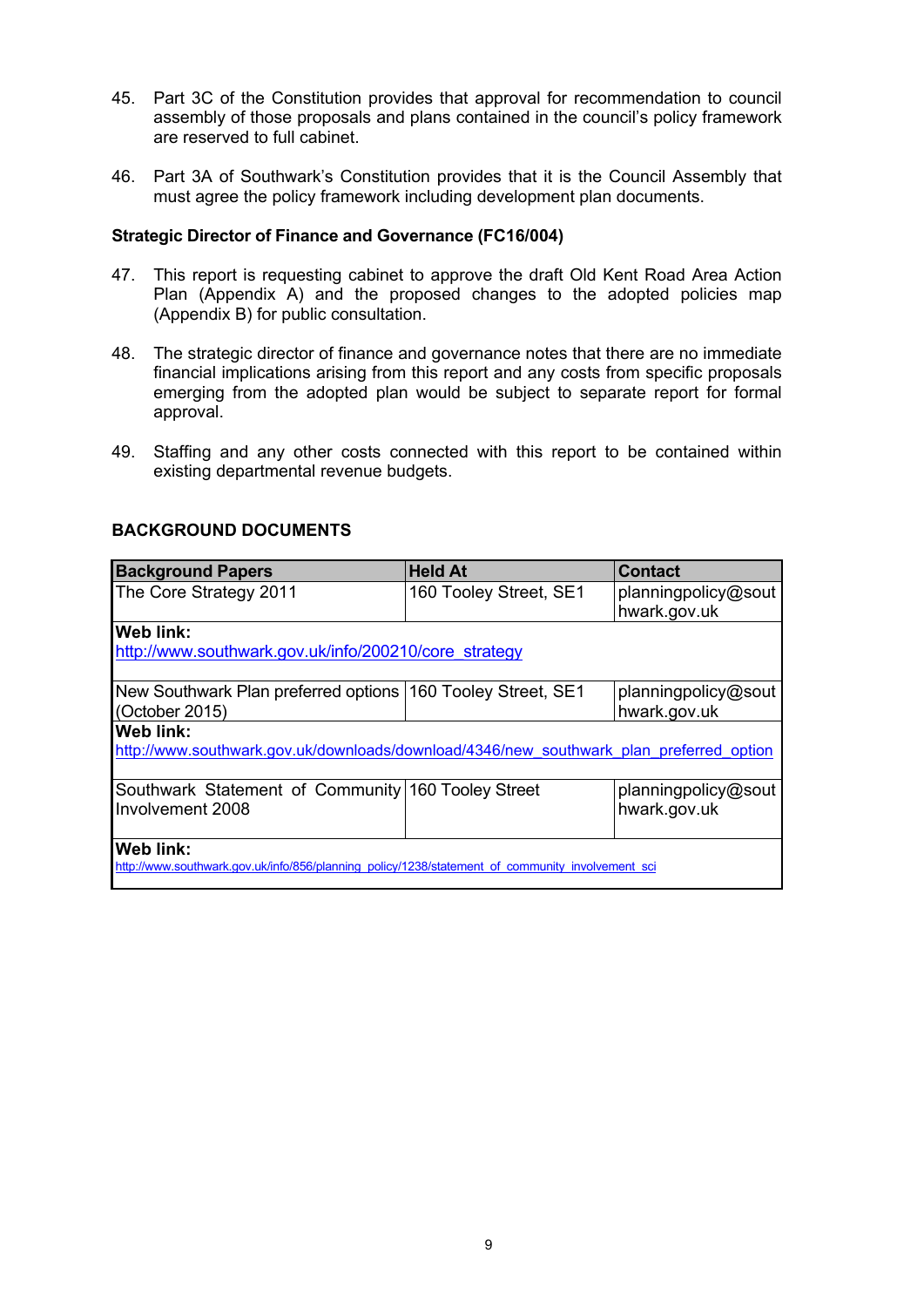45. Part 3C of the Constitution provides that approval for recommendation to council assembly of those proposals and plans contained in the council's policy framework are reserved to full cabinet.

46. Part 3A of Southwark's Constitution provides that it is the Council Assembly that must agree the policy framework including development plan documents.

**Strategic Director of Finance and Governance (FC16/004)**

47. This report is requesting cabinet to approve the draft Old Kent Road Area Action Plan (Appendix A) and the proposed changes to the adopted policies map (Appendix B) for public consultation.

48. The strategic director of finance and governance notes that there are no immediate financial implications arising from this report and any costs from specific proposals emerging from the adopted plan would be subject to separate report for formal approval.

49. Staffing and any other costs connected with this report to be contained within existing departmental revenue budgets.

## BACKGROUND DOCUMENTS

| Background Papers | Held At | Contact |
|---|---|---|
| The Core Strategy 2011 | 160 Tooley Street, SE1 | planningpolicy@southwark.gov.uk |
| **Web link:** http://www.southwark.gov.uk/info/200210/core_strategy | | |
| New Southwark Plan preferred options (October 2015) | 160 Tooley Street, SE1 | planningpolicy@southwark.gov.uk |
| **Web link:** http://www.southwark.gov.uk/downloads/download/4346/new_southwark_plan_preferred_option | | |
| Southwark Statement of Community Involvement 2008 | 160 Tooley Street | planningpolicy@southwark.gov.uk |
| **Web link:** http://www.southwark.gov.uk/info/856/planning_policy/1238/statement_of_community_involvement_sci | | |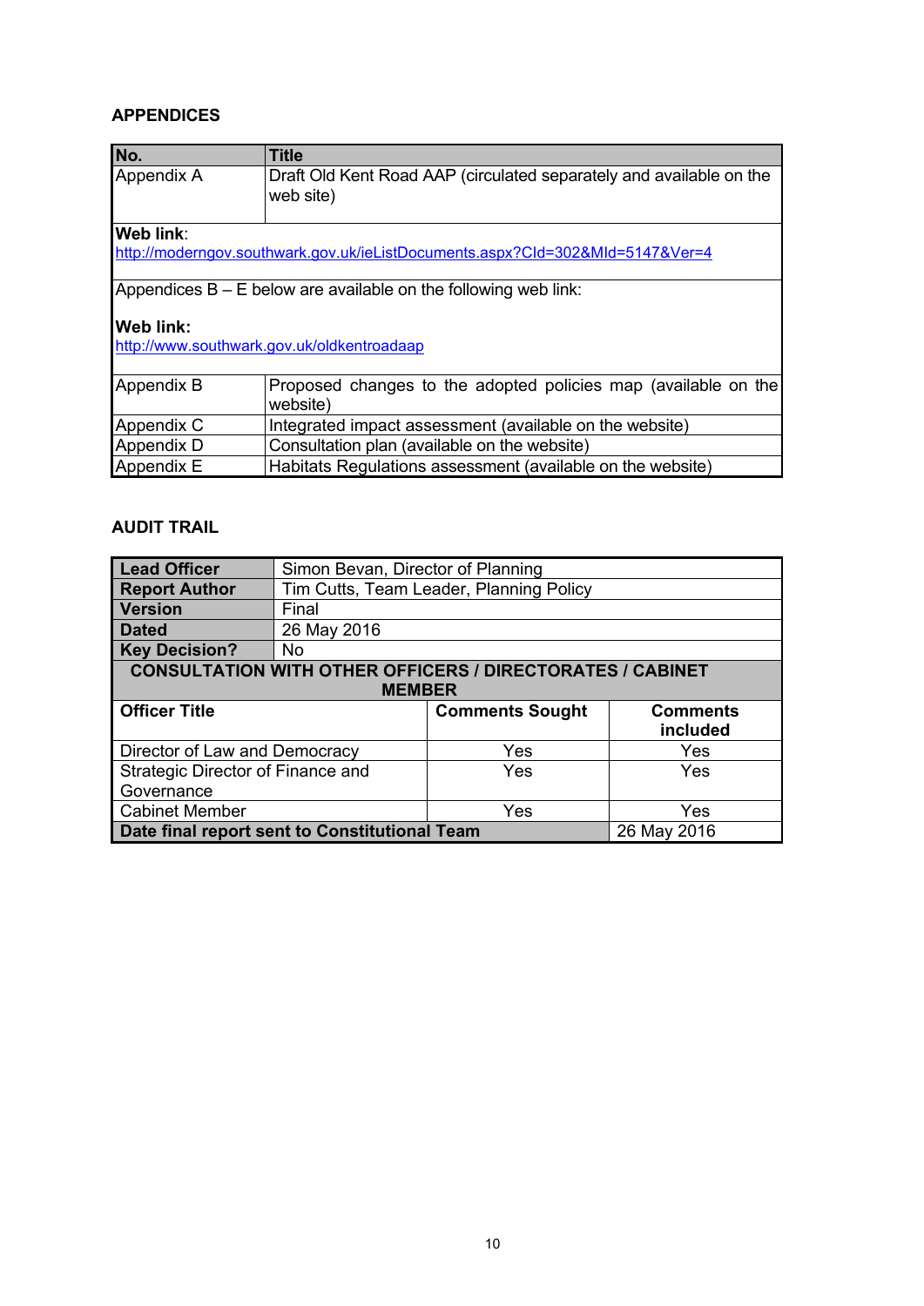## APPENDICES

| No. | Title |
|---|---|
| Appendix A | Draft Old Kent Road AAP (circulated separately and available on the web site) |
| **Web link**: http://moderngov.southwark.gov.uk/ieListDocuments.aspx?CId=302&MId=5147&Ver=4 | |
| Appendices B – E below are available on the following web link:<br><br>**Web link:**<br>http://www.southwark.gov.uk/oldkentroadaap | |
| Appendix B | Proposed changes to the adopted policies map (available on the website) |
| Appendix C | Integrated impact assessment (available on the website) |
| Appendix D | Consultation plan (available on the website) |
| Appendix E | Habitats Regulations assessment (available on the website) |

## AUDIT TRAIL

| | | |
|---|---|---|
| **Lead Officer** | Simon Bevan, Director of Planning | |
| **Report Author** | Tim Cutts, Team Leader, Planning Policy | |
| **Version** | Final | |
| **Dated** | 26 May 2016 | |
| **Key Decision?** | No | |
| **CONSULTATION WITH OTHER OFFICERS / DIRECTORATES / CABINET MEMBER** | | |
| **Officer Title** | **Comments Sought** | **Comments included** |
| Director of Law and Democracy | Yes | Yes |
| Strategic Director of Finance and Governance | Yes | Yes |
| Cabinet Member | Yes | Yes |
| **Date final report sent to Constitutional Team** | | 26 May 2016 |